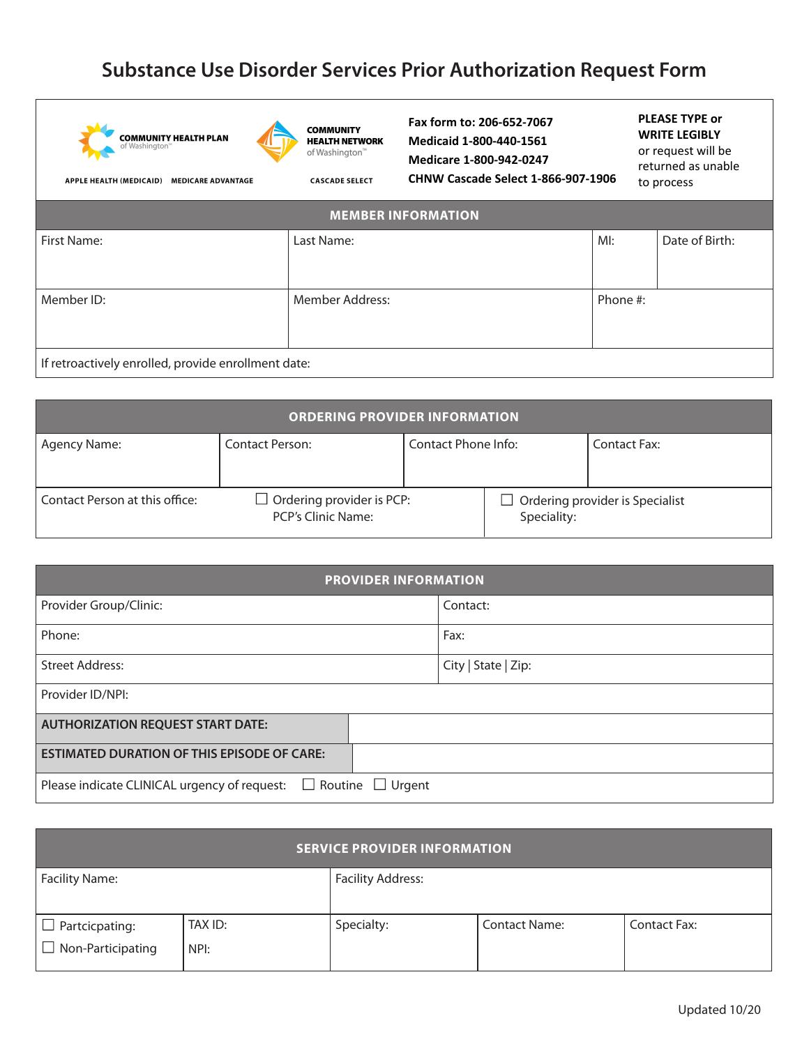# Substance Use Disorder Services Prior Authorization Request Form

COMMUNITY HEALTH PLAN of Washington™ — APPLE HEALTH (MEDICAID) MEDICARE ADVANTAGE

COMMUNITY HEALTH NETWORK of Washington™ — CASCADE SELECT

**Fax form to: 206-652-7067**
**Medicaid 1-800-440-1561**
**Medicare 1-800-942-0247**
**CHNW Cascade Select 1-866-907-1906**

**PLEASE TYPE or WRITE LEGIBLY** or request will be returned as unable to process

## MEMBER INFORMATION

| First Name: | Last Name: | MI: | Date of Birth: |
|---|---|---|---|
| Member ID: | Member Address: | Phone #: | |
| If retroactively enrolled, provide enrollment date: | | | |

## ORDERING PROVIDER INFORMATION

| Agency Name: | Contact Person: | Contact Phone Info: | Contact Fax: |
|---|---|---|---|
| Contact Person at this office: | ☐ Ordering provider is PCP: PCP's Clinic Name: | ☐ Ordering provider is Specialist Speciality: | |

## PROVIDER INFORMATION

| Provider Group/Clinic: | Contact: |
|---|---|
| Phone: | Fax: |
| Street Address: | City \| State \| Zip: |
| Provider ID/NPI: | |
| **AUTHORIZATION REQUEST START DATE:** | |
| **ESTIMATED DURATION OF THIS EPISODE OF CARE:** | |
| Please indicate CLINICAL urgency of request: ☐ Routine ☐ Urgent | |

## SERVICE PROVIDER INFORMATION

| Facility Name: | | Facility Address: | | |
|---|---|---|---|---|
| ☐ Partcicpating: ☐ Non-Participating | TAX ID: NPI: | Specialty: | Contact Name: | Contact Fax: |

Updated 10/20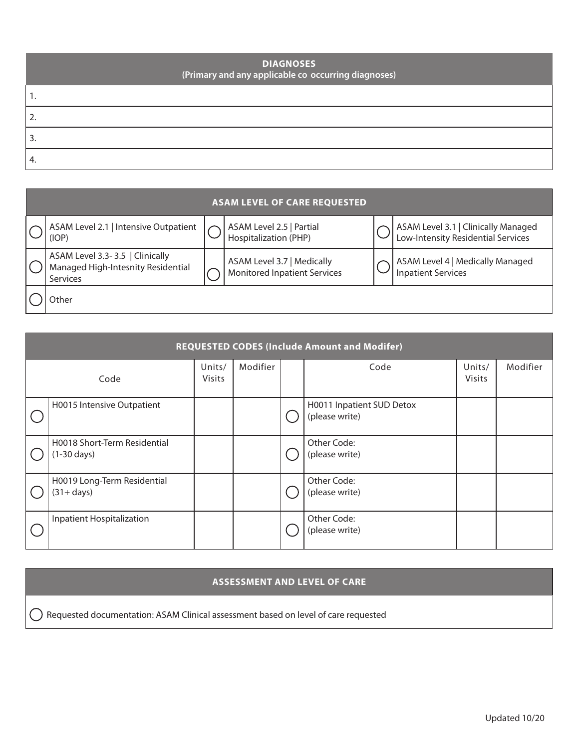## DIAGNOSES
(Primary and any applicable co occurring diagnoses)

1.
2.
3.
4.

## ASAM LEVEL OF CARE REQUESTED

| | | | | | |
|---|---|---|---|---|---|
| ◯ | ASAM Level 2.1 \| Intensive Outpatient (IOP) | ◯ | ASAM Level 2.5 \| Partial Hospitalization (PHP) | ◯ | ASAM Level 3.1 \| Clinically Managed Low-Intensity Residential Services |
| ◯ | ASAM Level 3.3- 3.5 \| Clinically Managed High-Intesnity Residential Services | ◯ | ASAM Level 3.7 \| Medically Monitored Inpatient Services | ◯ | ASAM Level 4 \| Medically Managed Inpatient Services |
| ◯ | Other | | | | |

## REQUESTED CODES (Include Amount and Modifer)

| | Code | Units/ Visits | Modifier | | Code | Units/ Visits | Modifier |
|---|---|---|---|---|---|---|---|
| ◯ | H0015 Intensive Outpatient | | | ◯ | H0011 Inpatient SUD Detox (please write) | | |
| ◯ | H0018 Short-Term Residential (1-30 days) | | | ◯ | Other Code: (please write) | | |
| ◯ | H0019 Long-Term Residential (31+ days) | | | ◯ | Other Code: (please write) | | |
| ◯ | Inpatient Hospitalization | | | ◯ | Other Code: (please write) | | |

## ASSESSMENT AND LEVEL OF CARE

◯ Requested documentation: ASAM Clinical assessment based on level of care requested

Updated 10/20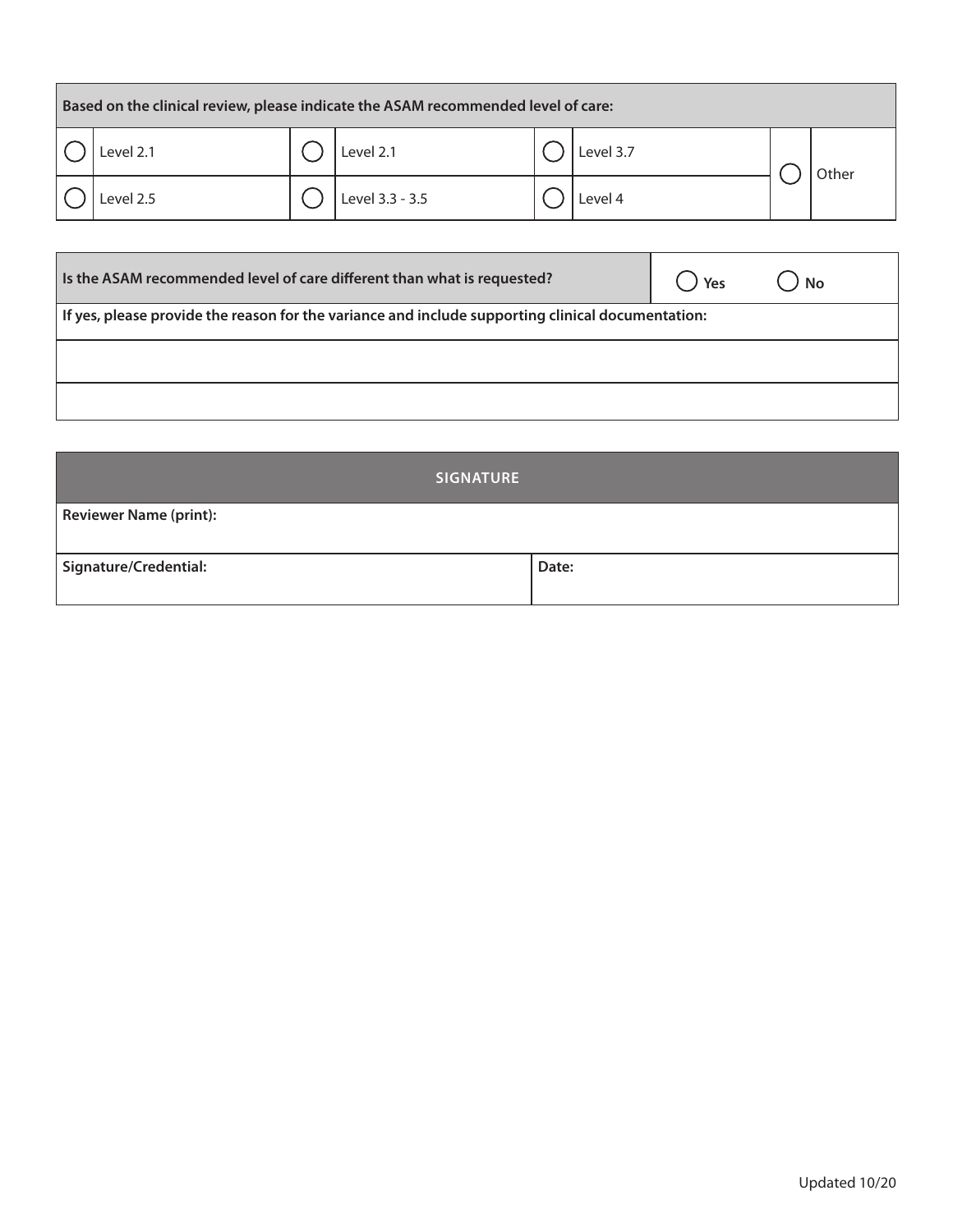| Based on the clinical review, please indicate the ASAM recommended level of care: | | | | | | | |
|---|---|---|---|---|---|---|---|
| ◯ | Level 2.1 | ◯ | Level 2.1 | ◯ | Level 3.7 | ◯ | Other |
| ◯ | Level 2.5 | ◯ | Level 3.3 - 3.5 | ◯ | Level 4 | | |

| **Is the ASAM recommended level of care different than what is requested?** | ◯ **Yes** ◯ **No** |
|---|---|
| **If yes, please provide the reason for the variance and include supporting clinical documentation:** | |
| | |
| | |

| **SIGNATURE** | |
|---|---|
| **Reviewer Name (print):** | |
| **Signature/Credential:** | **Date:** |

Updated 10/20